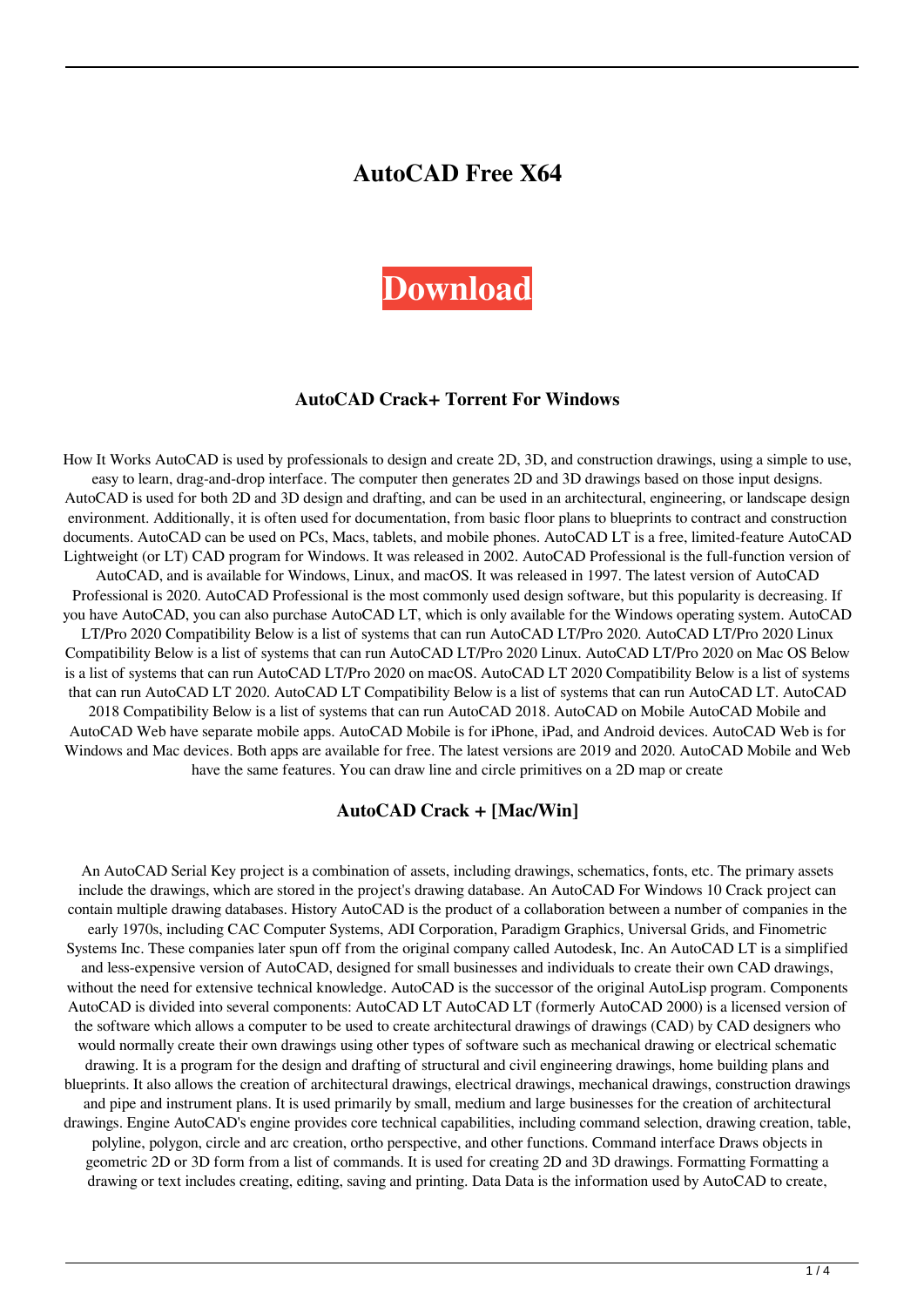# AutoCAD Free X64

**Download**

### AutoCAD Crack+ Torrent For Windows

How It Works AutoCAD is used by professionals to design and create 2D, 3D, and construction drawings, using a simple to use, easy to learn, drag-and-drop interface. The computer then generates 2D and 3D drawings based on those input designs. AutoCAD is used for both 2D and 3D design and drafting, and can be used in an architectural, engineering, or landscape design environment. Additionally, it is often used for documentation, from basic floor plans to blueprints to contract and construction documents. AutoCAD can be used on PCs, Macs, tablets, and mobile phones. AutoCAD LT is a free, limited-feature AutoCAD Lightweight (or LT) CAD program for Windows. It was released in 2002. AutoCAD Professional is the full-function version of AutoCAD, and is available for Windows, Linux, and macOS. It was released in 1997. The latest version of AutoCAD Professional is 2020. AutoCAD Professional is the most commonly used design software, but this popularity is decreasing. If you have AutoCAD, you can also purchase AutoCAD LT, which is only available for the Windows operating system. AutoCAD LT/Pro 2020 Compatibility Below is a list of systems that can run AutoCAD LT/Pro 2020. AutoCAD LT/Pro 2020 Linux Compatibility Below is a list of systems that can run AutoCAD LT/Pro 2020 Linux. AutoCAD LT/Pro 2020 on Mac OS Below is a list of systems that can run AutoCAD LT/Pro 2020 on macOS. AutoCAD LT 2020 Compatibility Below is a list of systems that can run AutoCAD LT 2020. AutoCAD LT Compatibility Below is a list of systems that can run AutoCAD LT. AutoCAD 2018 Compatibility Below is a list of systems that can run AutoCAD 2018. AutoCAD on Mobile AutoCAD Mobile and AutoCAD Web have separate mobile apps. AutoCAD Mobile is for iPhone, iPad, and Android devices. AutoCAD Web is for Windows and Mac devices. Both apps are available for free. The latest versions are 2019 and 2020. AutoCAD Mobile and Web have the same features. You can draw line and circle primitives on a 2D map or create

### AutoCAD Crack + [Mac/Win]

An AutoCAD Serial Key project is a combination of assets, including drawings, schematics, fonts, etc. The primary assets include the drawings, which are stored in the project's drawing database. An AutoCAD For Windows 10 Crack project can contain multiple drawing databases. History AutoCAD is the product of a collaboration between a number of companies in the early 1970s, including CAC Computer Systems, ADI Corporation, Paradigm Graphics, Universal Grids, and Finometric Systems Inc. These companies later spun off from the original company called Autodesk, Inc. An AutoCAD LT is a simplified and less-expensive version of AutoCAD, designed for small businesses and individuals to create their own CAD drawings, without the need for extensive technical knowledge. AutoCAD is the successor of the original AutoLisp program. Components AutoCAD is divided into several components: AutoCAD LT AutoCAD LT (formerly AutoCAD 2000) is a licensed version of the software which allows a computer to be used to create architectural drawings of drawings (CAD) by CAD designers who would normally create their own drawings using other types of software such as mechanical drawing or electrical schematic drawing. It is a program for the design and drafting of structural and civil engineering drawings, home building plans and blueprints. It also allows the creation of architectural drawings, electrical drawings, mechanical drawings, construction drawings and pipe and instrument plans. It is used primarily by small, medium and large businesses for the creation of architectural drawings. Engine AutoCAD's engine provides core technical capabilities, including command selection, drawing creation, table, polyline, polygon, circle and arc creation, ortho perspective, and other functions. Command interface Draws objects in geometric 2D or 3D form from a list of commands. It is used for creating 2D and 3D drawings. Formatting Formatting a drawing or text includes creating, editing, saving and printing. Data Data is the information used by AutoCAD to create,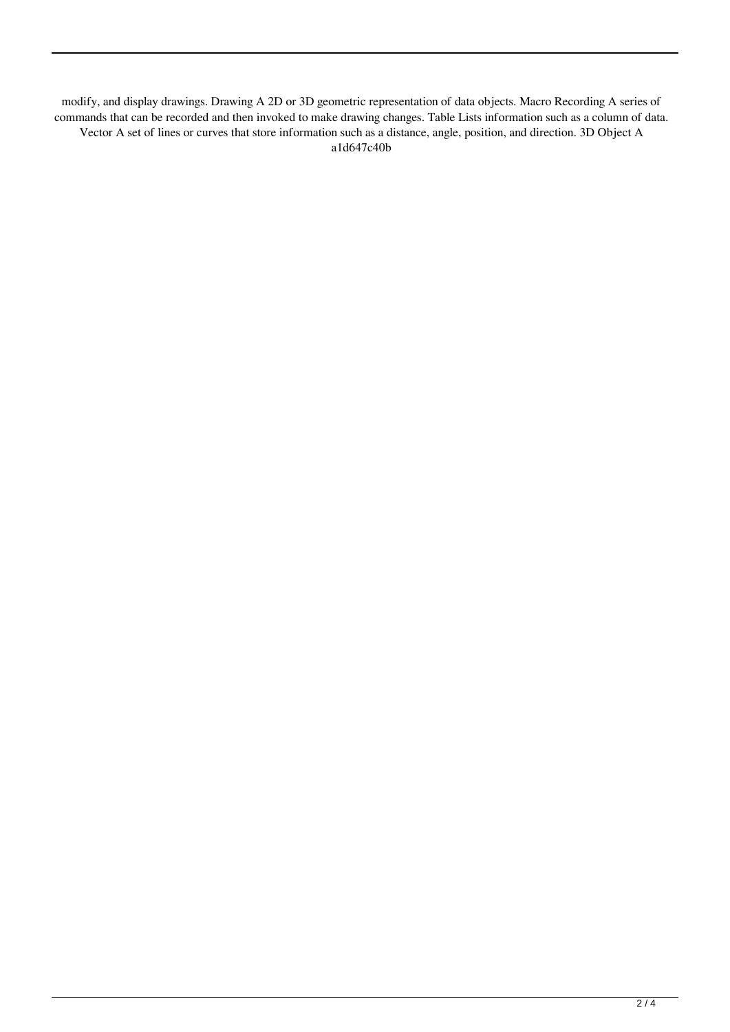modify, and display drawings. Drawing A 2D or 3D geometric representation of data objects. Macro Recording A series of commands that can be recorded and then invoked to make drawing changes. Table Lists information such as a column of data. Vector A set of lines or curves that store information such as a distance, angle, position, and direction. 3D Object A a1d647c40b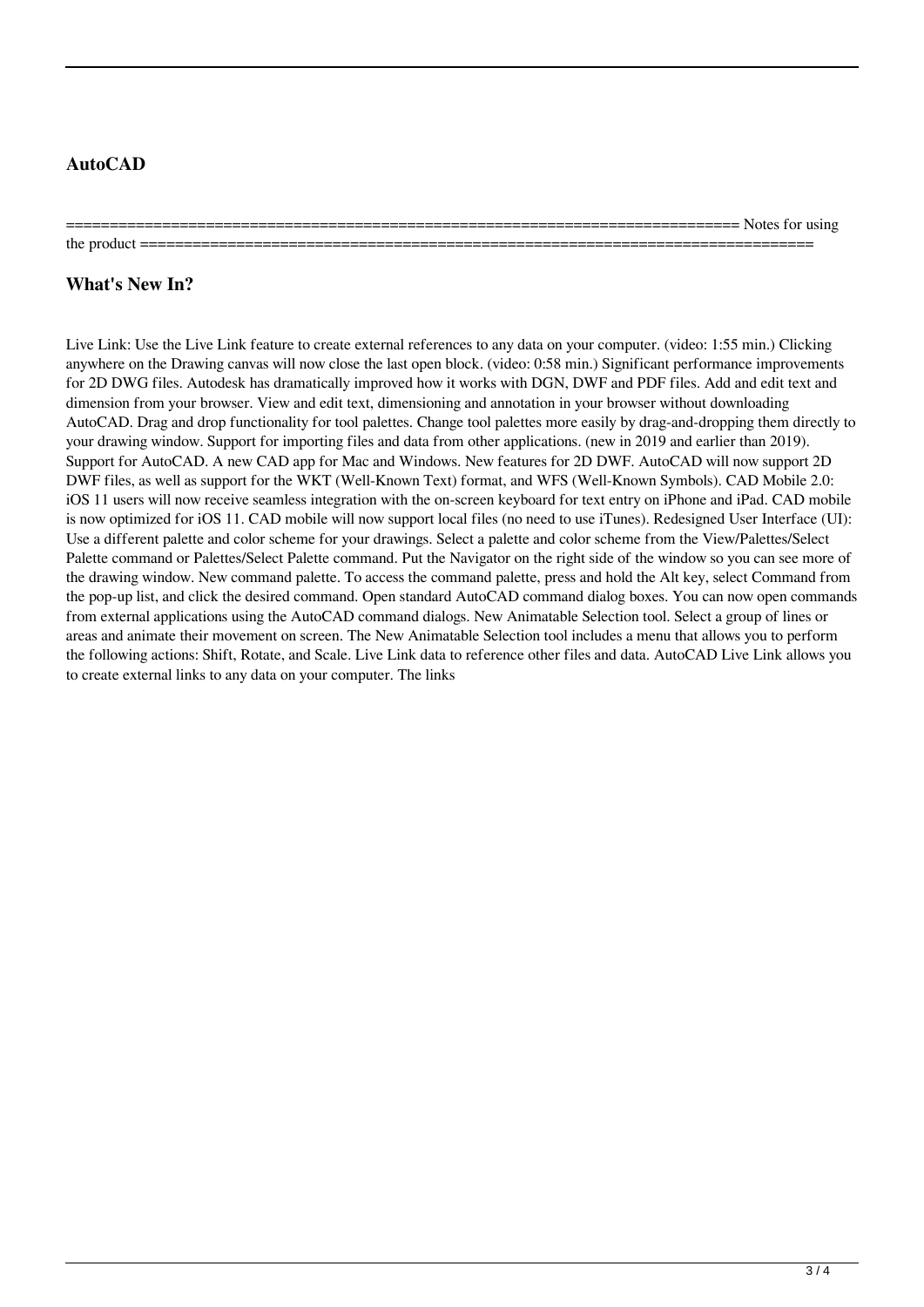### AutoCAD

============================================================================ Notes for using the product ============================================================================

### What's New In?

Live Link: Use the Live Link feature to create external references to any data on your computer. (video: 1:55 min.) Clicking anywhere on the Drawing canvas will now close the last open block. (video: 0:58 min.) Significant performance improvements for 2D DWG files. Autodesk has dramatically improved how it works with DGN, DWF and PDF files. Add and edit text and dimension from your browser. View and edit text, dimensioning and annotation in your browser without downloading AutoCAD. Drag and drop functionality for tool palettes. Change tool palettes more easily by drag-and-dropping them directly to your drawing window. Support for importing files and data from other applications. (new in 2019 and earlier than 2019). Support for AutoCAD. A new CAD app for Mac and Windows. New features for 2D DWF. AutoCAD will now support 2D DWF files, as well as support for the WKT (Well-Known Text) format, and WFS (Well-Known Symbols). CAD Mobile 2.0: iOS 11 users will now receive seamless integration with the on-screen keyboard for text entry on iPhone and iPad. CAD mobile is now optimized for iOS 11. CAD mobile will now support local files (no need to use iTunes). Redesigned User Interface (UI): Use a different palette and color scheme for your drawings. Select a palette and color scheme from the View/Palettes/Select Palette command or Palettes/Select Palette command. Put the Navigator on the right side of the window so you can see more of the drawing window. New command palette. To access the command palette, press and hold the Alt key, select Command from the pop-up list, and click the desired command. Open standard AutoCAD command dialog boxes. You can now open commands from external applications using the AutoCAD command dialogs. New Animatable Selection tool. Select a group of lines or areas and animate their movement on screen. The New Animatable Selection tool includes a menu that allows you to perform the following actions: Shift, Rotate, and Scale. Live Link data to reference other files and data. AutoCAD Live Link allows you to create external links to any data on your computer. The links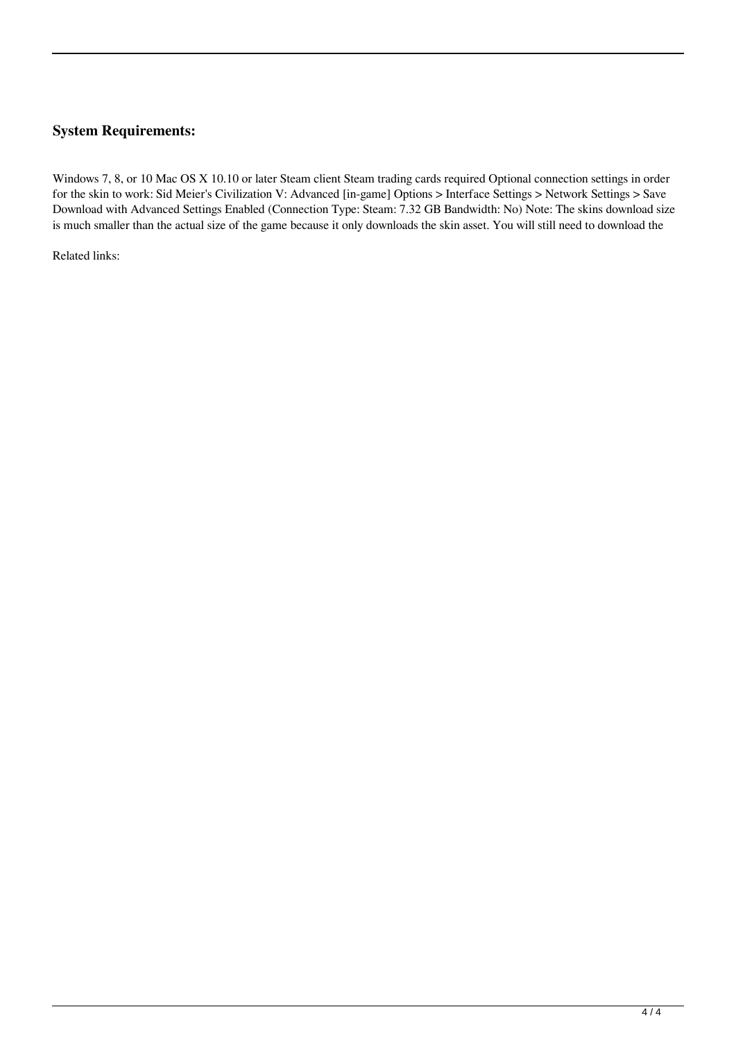## System Requirements:

Windows 7, 8, or 10 Mac OS X 10.10 or later Steam client Steam trading cards required Optional connection settings in order for the skin to work: Sid Meier's Civilization V: Advanced [in-game] Options > Interface Settings > Network Settings > Save Download with Advanced Settings Enabled (Connection Type: Steam: 7.32 GB Bandwidth: No) Note: The skins download size is much smaller than the actual size of the game because it only downloads the skin asset. You will still need to download the

Related links: